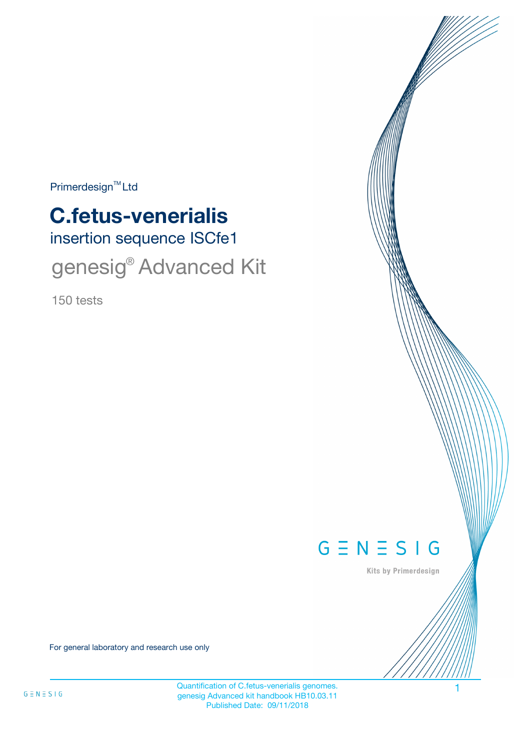Primerdesign™ Ltd

# C.fetus-venerialis

## insertion sequence ISCfe1

## genesig® Advanced Kit

150 tests

GENESIG

Kits by Primerdesign

For general laboratory and research use only

Quantification of C.fetus-venerialis genomes.
genesig Advanced kit handbook HB10.03.11
Published Date: 09/11/2018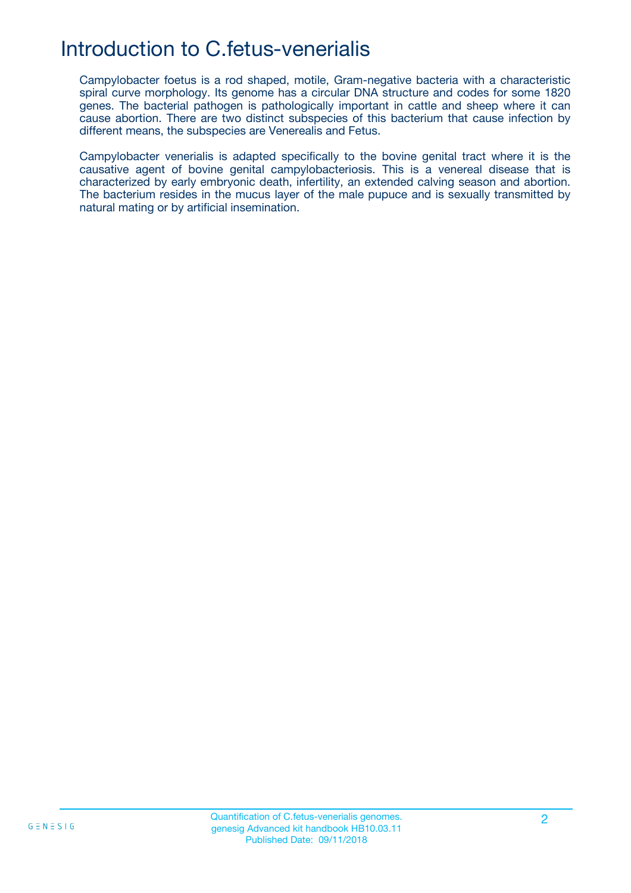# Introduction to C.fetus-venerialis

Campylobacter foetus is a rod shaped, motile, Gram-negative bacteria with a characteristic spiral curve morphology. Its genome has a circular DNA structure and codes for some 1820 genes. The bacterial pathogen is pathologically important in cattle and sheep where it can cause abortion. There are two distinct subspecies of this bacterium that cause infection by different means, the subspecies are Venerealis and Fetus.

Campylobacter venerialis is adapted specifically to the bovine genital tract where it is the causative agent of bovine genital campylobacteriosis. This is a venereal disease that is characterized by early embryonic death, infertility, an extended calving season and abortion. The bacterium resides in the mucus layer of the male pupuce and is sexually transmitted by natural mating or by artificial insemination.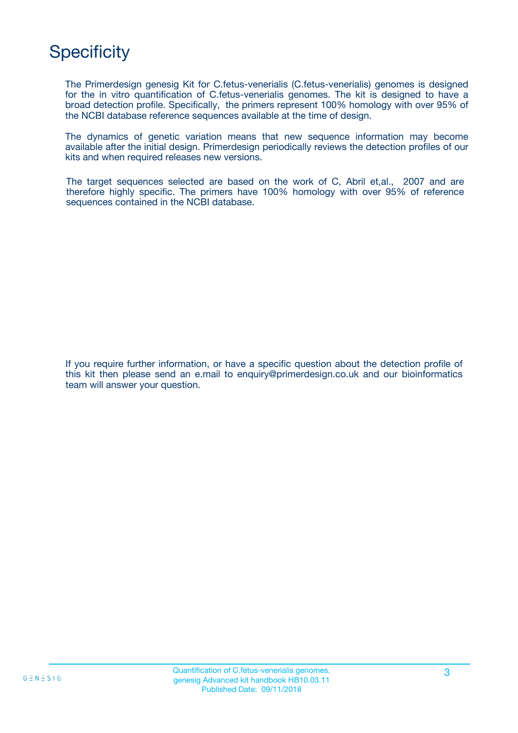# Specificity

The Primerdesign genesig Kit for C.fetus-venerialis (C.fetus-venerialis) genomes is designed for the in vitro quantification of C.fetus-venerialis genomes. The kit is designed to have a broad detection profile. Specifically, the primers represent 100% homology with over 95% of the NCBI database reference sequences available at the time of design.

The dynamics of genetic variation means that new sequence information may become available after the initial design. Primerdesign periodically reviews the detection profiles of our kits and when required releases new versions.

The target sequences selected are based on the work of C, Abril et,al., 2007 and are therefore highly specific. The primers have 100% homology with over 95% of reference sequences contained in the NCBI database.

If you require further information, or have a specific question about the detection profile of this kit then please send an e.mail to enquiry@primerdesign.co.uk and our bioinformatics team will answer your question.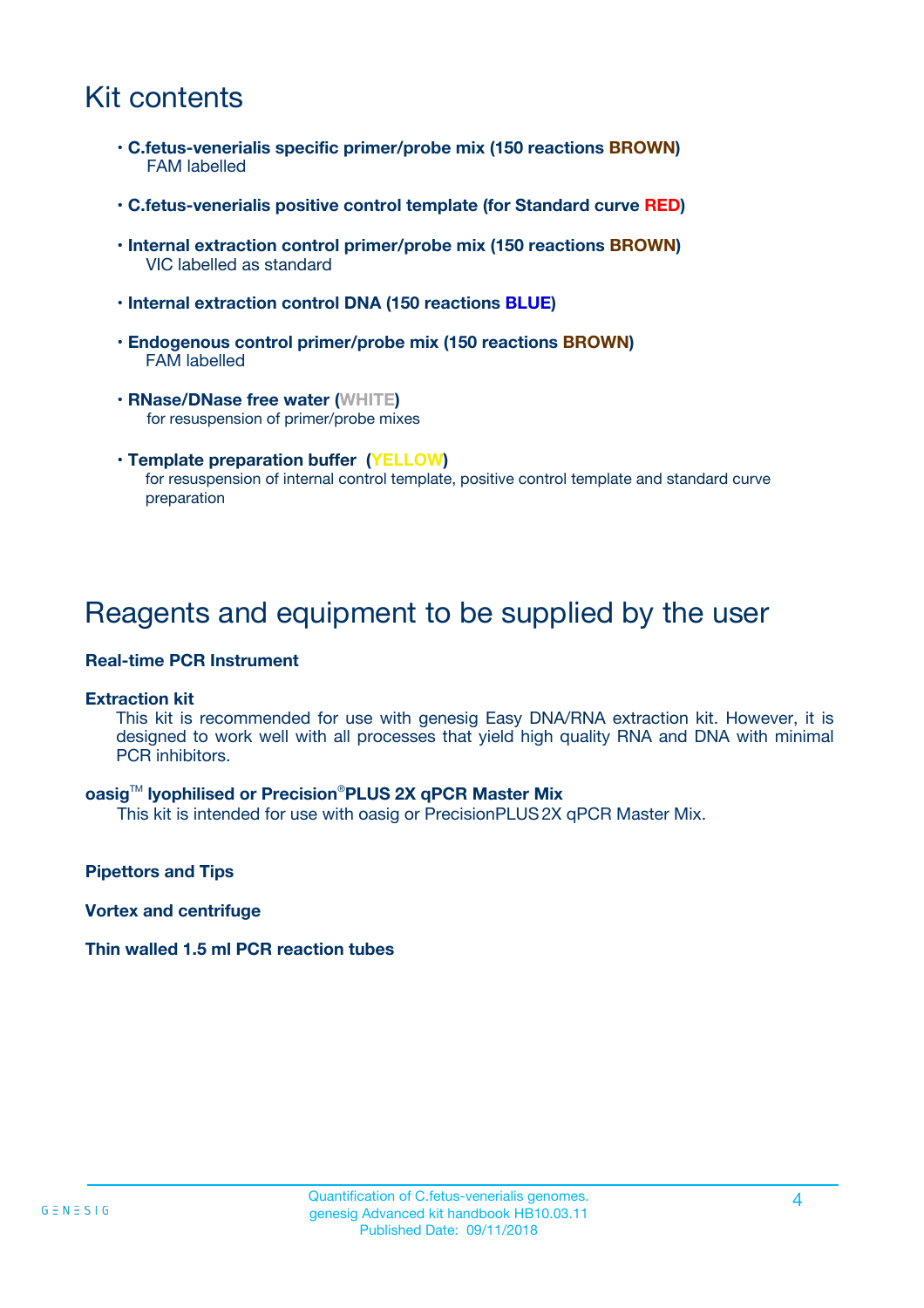# Kit contents

- **C.fetus-venerialis specific primer/probe mix (150 reactions BROWN)**
  FAM labelled
- **C.fetus-venerialis positive control template (for Standard curve RED)**
- **Internal extraction control primer/probe mix (150 reactions BROWN)**
  VIC labelled as standard
- **Internal extraction control DNA (150 reactions BLUE)**
- **Endogenous control primer/probe mix (150 reactions BROWN)**
  FAM labelled
- **RNase/DNase free water (WHITE)**
  for resuspension of primer/probe mixes
- **Template preparation buffer (YELLOW)**
  for resuspension of internal control template, positive control template and standard curve preparation

# Reagents and equipment to be supplied by the user

**Real-time PCR Instrument**

**Extraction kit**

This kit is recommended for use with genesig Easy DNA/RNA extraction kit. However, it is designed to work well with all processes that yield high quality RNA and DNA with minimal PCR inhibitors.

**oasig™ lyophilised or Precision®PLUS 2X qPCR Master Mix**

This kit is intended for use with oasig or PrecisionPLUS 2X qPCR Master Mix.

**Pipettors and Tips**

**Vortex and centrifuge**

**Thin walled 1.5 ml PCR reaction tubes**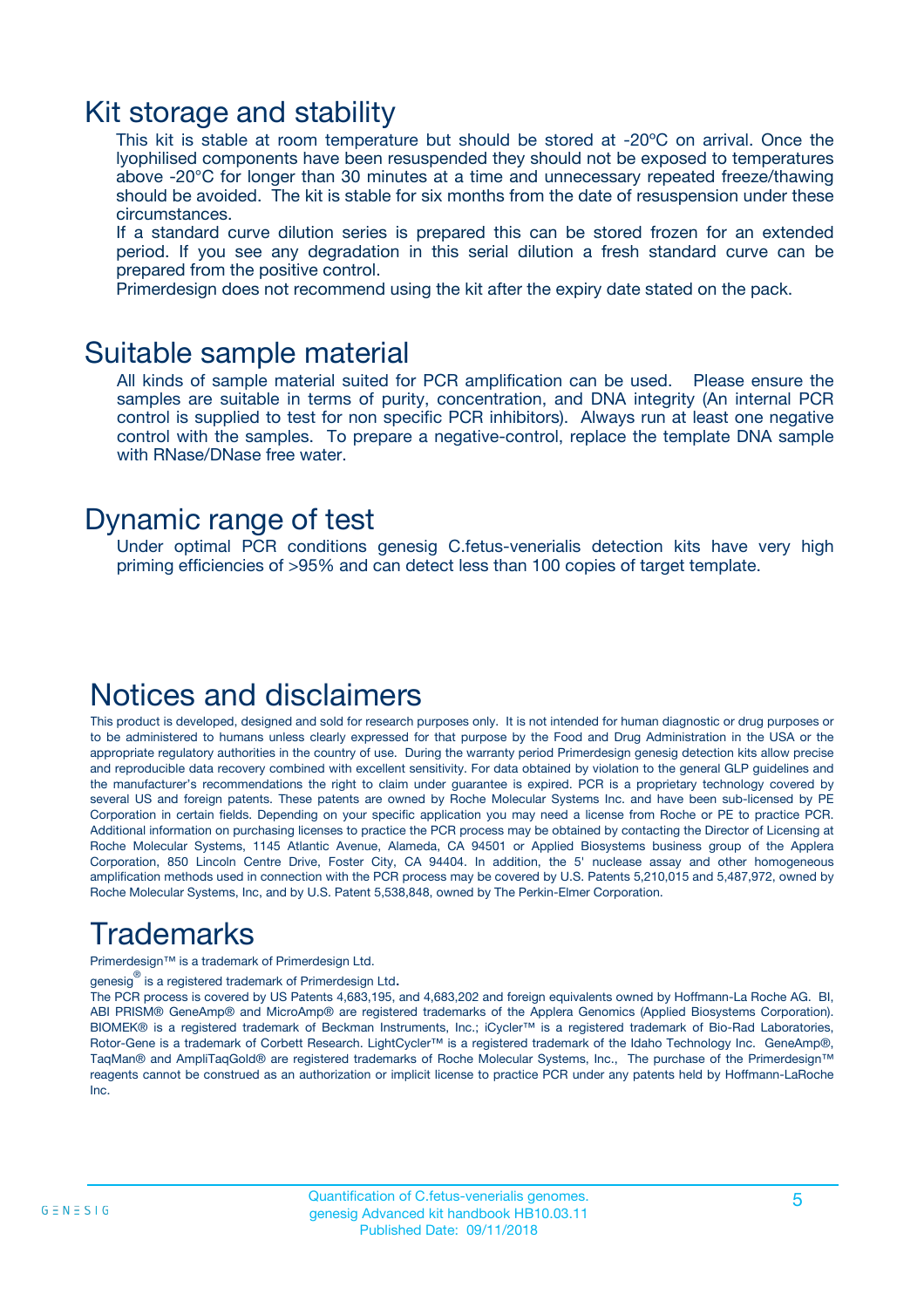# Kit storage and stability

This kit is stable at room temperature but should be stored at -20ºC on arrival. Once the lyophilised components have been resuspended they should not be exposed to temperatures above -20°C for longer than 30 minutes at a time and unnecessary repeated freeze/thawing should be avoided. The kit is stable for six months from the date of resuspension under these circumstances.

If a standard curve dilution series is prepared this can be stored frozen for an extended period. If you see any degradation in this serial dilution a fresh standard curve can be prepared from the positive control.

Primerdesign does not recommend using the kit after the expiry date stated on the pack.

# Suitable sample material

All kinds of sample material suited for PCR amplification can be used. Please ensure the samples are suitable in terms of purity, concentration, and DNA integrity (An internal PCR control is supplied to test for non specific PCR inhibitors). Always run at least one negative control with the samples. To prepare a negative-control, replace the template DNA sample with RNase/DNase free water.

# Dynamic range of test

Under optimal PCR conditions genesig C.fetus-venerialis detection kits have very high priming efficiencies of >95% and can detect less than 100 copies of target template.

# Notices and disclaimers

This product is developed, designed and sold for research purposes only. It is not intended for human diagnostic or drug purposes or to be administered to humans unless clearly expressed for that purpose by the Food and Drug Administration in the USA or the appropriate regulatory authorities in the country of use. During the warranty period Primerdesign genesig detection kits allow precise and reproducible data recovery combined with excellent sensitivity. For data obtained by violation to the general GLP guidelines and the manufacturer's recommendations the right to claim under guarantee is expired. PCR is a proprietary technology covered by several US and foreign patents. These patents are owned by Roche Molecular Systems Inc. and have been sub-licensed by PE Corporation in certain fields. Depending on your specific application you may need a license from Roche or PE to practice PCR. Additional information on purchasing licenses to practice the PCR process may be obtained by contacting the Director of Licensing at Roche Molecular Systems, 1145 Atlantic Avenue, Alameda, CA 94501 or Applied Biosystems business group of the Applera Corporation, 850 Lincoln Centre Drive, Foster City, CA 94404. In addition, the 5' nuclease assay and other homogeneous amplification methods used in connection with the PCR process may be covered by U.S. Patents 5,210,015 and 5,487,972, owned by Roche Molecular Systems, Inc, and by U.S. Patent 5,538,848, owned by The Perkin-Elmer Corporation.

# Trademarks

Primerdesign™ is a trademark of Primerdesign Ltd.

genesig® is a registered trademark of Primerdesign Ltd.

The PCR process is covered by US Patents 4,683,195, and 4,683,202 and foreign equivalents owned by Hoffmann-La Roche AG. BI, ABI PRISM® GeneAmp® and MicroAmp® are registered trademarks of the Applera Genomics (Applied Biosystems Corporation). BIOMEK® is a registered trademark of Beckman Instruments, Inc.; iCycler™ is a registered trademark of Bio-Rad Laboratories, Rotor-Gene is a trademark of Corbett Research. LightCycler™ is a registered trademark of the Idaho Technology Inc. GeneAmp®, TaqMan® and AmpliTaqGold® are registered trademarks of Roche Molecular Systems, Inc., The purchase of the Primerdesign™ reagents cannot be construed as an authorization or implicit license to practice PCR under any patents held by Hoffmann-LaRoche Inc.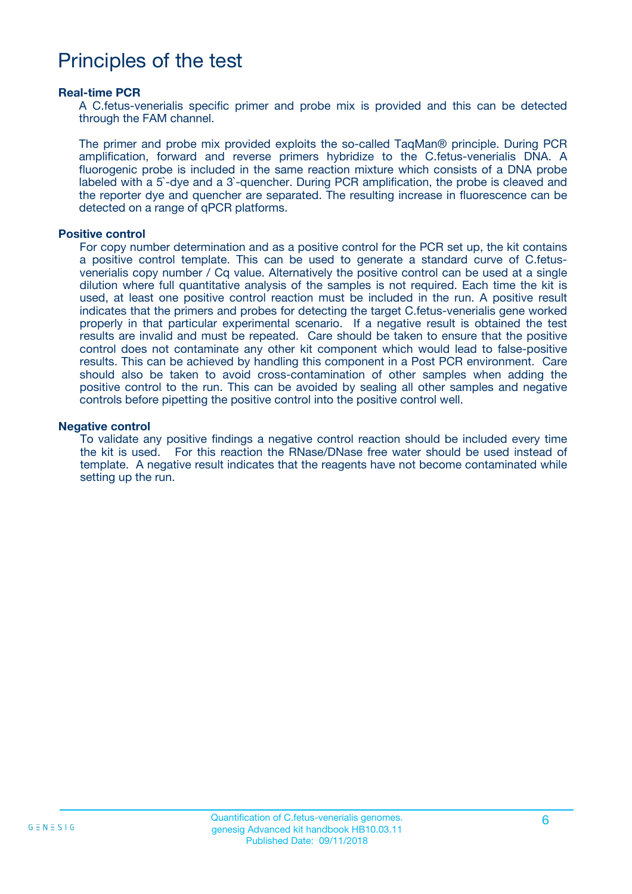# Principles of the test

### Real-time PCR

A C.fetus-venerialis specific primer and probe mix is provided and this can be detected through the FAM channel.

The primer and probe mix provided exploits the so-called TaqMan® principle. During PCR amplification, forward and reverse primers hybridize to the C.fetus-venerialis DNA. A fluorogenic probe is included in the same reaction mixture which consists of a DNA probe labeled with a 5`-dye and a 3`-quencher. During PCR amplification, the probe is cleaved and the reporter dye and quencher are separated. The resulting increase in fluorescence can be detected on a range of qPCR platforms.

### Positive control

For copy number determination and as a positive control for the PCR set up, the kit contains a positive control template. This can be used to generate a standard curve of C.fetus-venerialis copy number / Cq value. Alternatively the positive control can be used at a single dilution where full quantitative analysis of the samples is not required. Each time the kit is used, at least one positive control reaction must be included in the run. A positive result indicates that the primers and probes for detecting the target C.fetus-venerialis gene worked properly in that particular experimental scenario. If a negative result is obtained the test results are invalid and must be repeated. Care should be taken to ensure that the positive control does not contaminate any other kit component which would lead to false-positive results. This can be achieved by handling this component in a Post PCR environment. Care should also be taken to avoid cross-contamination of other samples when adding the positive control to the run. This can be avoided by sealing all other samples and negative controls before pipetting the positive control into the positive control well.

### Negative control

To validate any positive findings a negative control reaction should be included every time the kit is used. For this reaction the RNase/DNase free water should be used instead of template. A negative result indicates that the reagents have not become contaminated while setting up the run.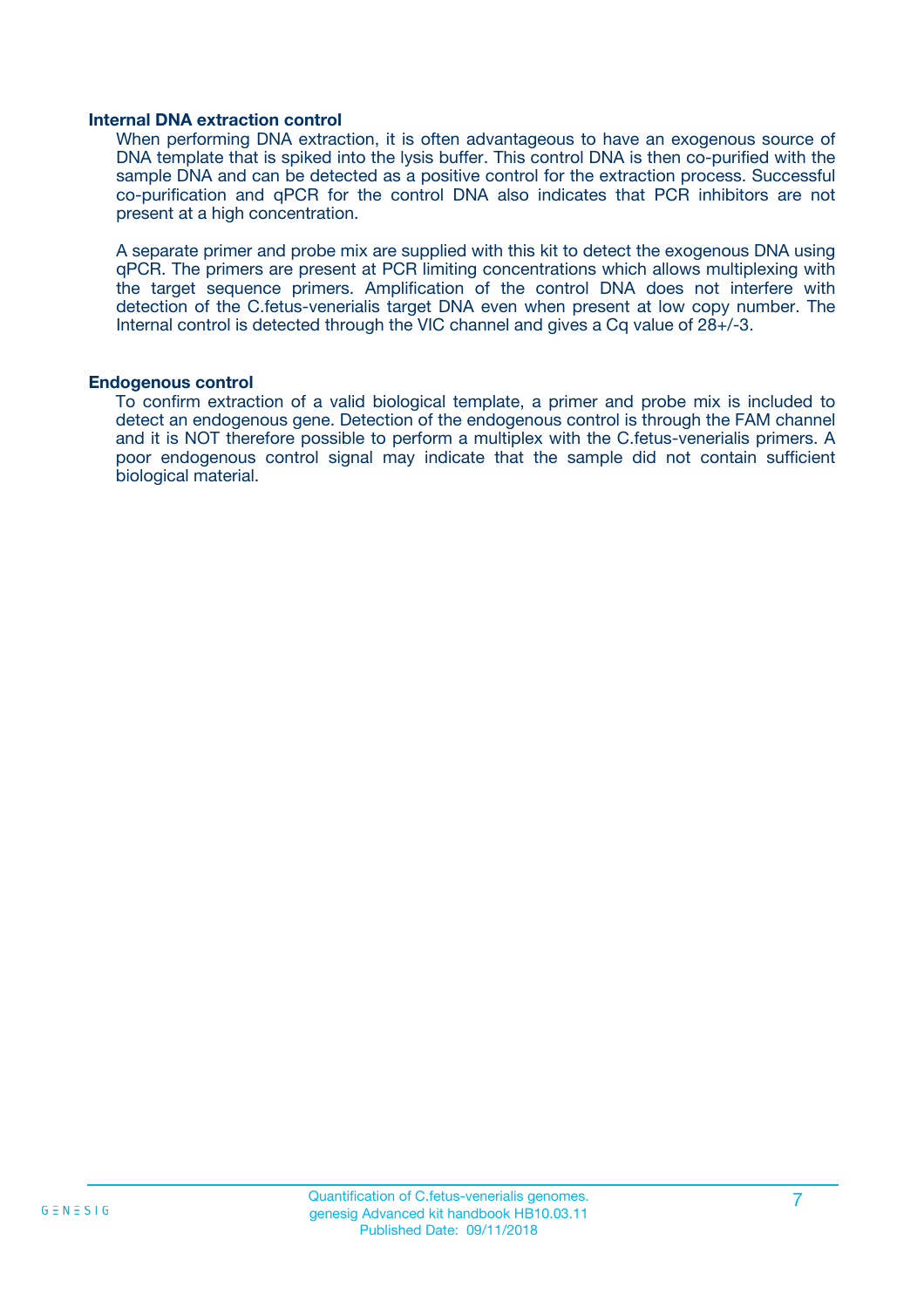### Internal DNA extraction control

When performing DNA extraction, it is often advantageous to have an exogenous source of DNA template that is spiked into the lysis buffer. This control DNA is then co-purified with the sample DNA and can be detected as a positive control for the extraction process. Successful co-purification and qPCR for the control DNA also indicates that PCR inhibitors are not present at a high concentration.

A separate primer and probe mix are supplied with this kit to detect the exogenous DNA using qPCR. The primers are present at PCR limiting concentrations which allows multiplexing with the target sequence primers. Amplification of the control DNA does not interfere with detection of the C.fetus-venerialis target DNA even when present at low copy number. The Internal control is detected through the VIC channel and gives a Cq value of 28+/-3.

### Endogenous control

To confirm extraction of a valid biological template, a primer and probe mix is included to detect an endogenous gene. Detection of the endogenous control is through the FAM channel and it is NOT therefore possible to perform a multiplex with the C.fetus-venerialis primers. A poor endogenous control signal may indicate that the sample did not contain sufficient biological material.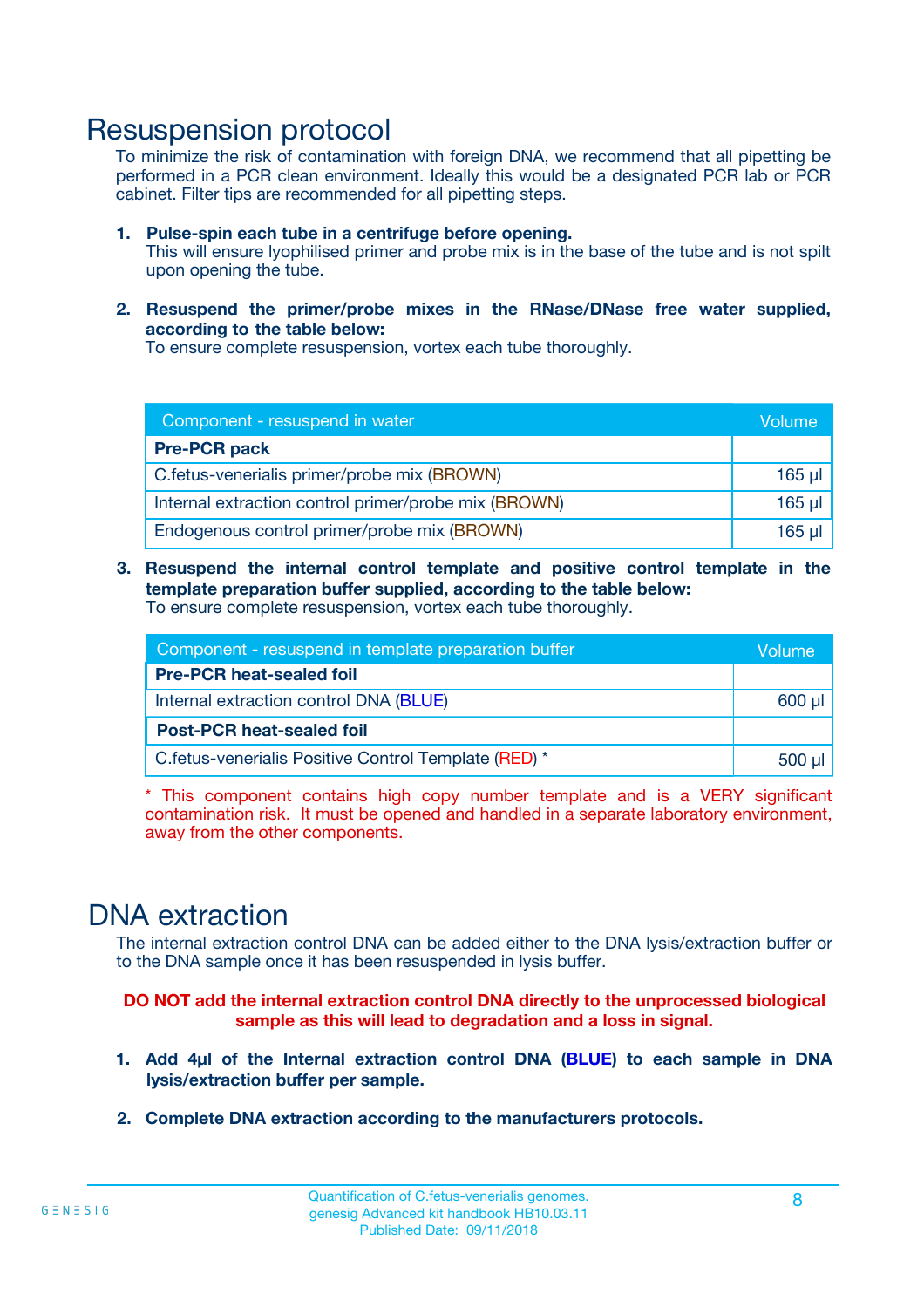# Resuspension protocol

To minimize the risk of contamination with foreign DNA, we recommend that all pipetting be performed in a PCR clean environment. Ideally this would be a designated PCR lab or PCR cabinet. Filter tips are recommended for all pipetting steps.

1. **Pulse-spin each tube in a centrifuge before opening.**
   This will ensure lyophilised primer and probe mix is in the base of the tube and is not spilt upon opening the tube.

2. **Resuspend the primer/probe mixes in the RNase/DNase free water supplied, according to the table below:**
   To ensure complete resuspension, vortex each tube thoroughly.

| Component - resuspend in water | Volume |
|---|---|
| **Pre-PCR pack** | |
| C.fetus-venerialis primer/probe mix (BROWN) | 165 µl |
| Internal extraction control primer/probe mix (BROWN) | 165 µl |
| Endogenous control primer/probe mix (BROWN) | 165 µl |

3. **Resuspend the internal control template and positive control template in the template preparation buffer supplied, according to the table below:**
   To ensure complete resuspension, vortex each tube thoroughly.

| Component - resuspend in template preparation buffer | Volume |
|---|---|
| **Pre-PCR heat-sealed foil** | |
| Internal extraction control DNA (BLUE) | 600 µl |
| **Post-PCR heat-sealed foil** | |
| C.fetus-venerialis Positive Control Template (RED) * | 500 µl |

* This component contains high copy number template and is a VERY significant contamination risk. It must be opened and handled in a separate laboratory environment, away from the other components.

# DNA extraction

The internal extraction control DNA can be added either to the DNA lysis/extraction buffer or to the DNA sample once it has been resuspended in lysis buffer.

**DO NOT add the internal extraction control DNA directly to the unprocessed biological sample as this will lead to degradation and a loss in signal.**

1. **Add 4µl of the Internal extraction control DNA (BLUE) to each sample in DNA lysis/extraction buffer per sample.**

2. **Complete DNA extraction according to the manufacturers protocols.**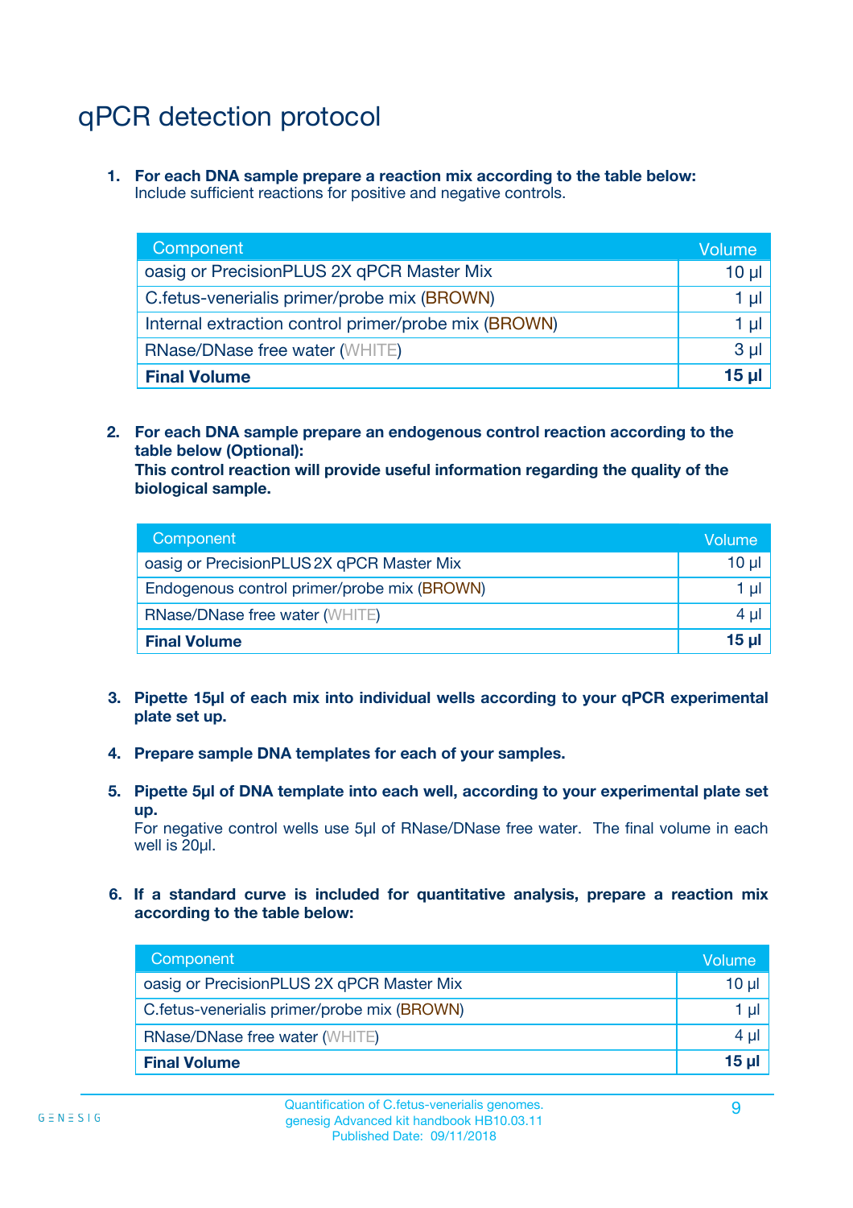# qPCR detection protocol

1. **For each DNA sample prepare a reaction mix according to the table below:**
   Include sufficient reactions for positive and negative controls.

| Component | Volume |
|---|---|
| oasig or PrecisionPLUS 2X qPCR Master Mix | 10 µl |
| C.fetus-venerialis primer/probe mix (BROWN) | 1 µl |
| Internal extraction control primer/probe mix (BROWN) | 1 µl |
| RNase/DNase free water (WHITE) | 3 µl |
| **Final Volume** | **15 µl** |

2. **For each DNA sample prepare an endogenous control reaction according to the table below (Optional):**
   **This control reaction will provide useful information regarding the quality of the biological sample.**

| Component | Volume |
|---|---|
| oasig or PrecisionPLUS 2X qPCR Master Mix | 10 µl |
| Endogenous control primer/probe mix (BROWN) | 1 µl |
| RNase/DNase free water (WHITE) | 4 µl |
| **Final Volume** | **15 µl** |

3. **Pipette 15µl of each mix into individual wells according to your qPCR experimental plate set up.**

4. **Prepare sample DNA templates for each of your samples.**

5. **Pipette 5µl of DNA template into each well, according to your experimental plate set up.**
   For negative control wells use 5µl of RNase/DNase free water. The final volume in each well is 20µl.

6. **If a standard curve is included for quantitative analysis, prepare a reaction mix according to the table below:**

| Component | Volume |
|---|---|
| oasig or PrecisionPLUS 2X qPCR Master Mix | 10 µl |
| C.fetus-venerialis primer/probe mix (BROWN) | 1 µl |
| RNase/DNase free water (WHITE) | 4 µl |
| **Final Volume** | **15 µl** |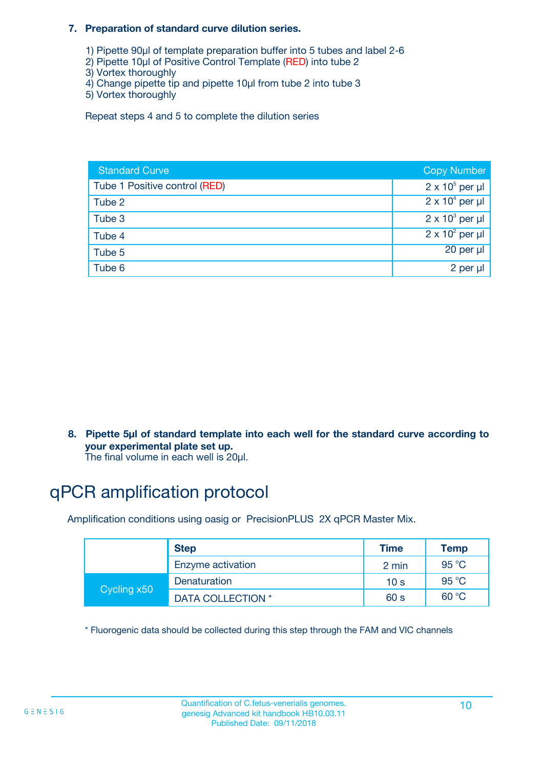7. **Preparation of standard curve dilution series.**

    1) Pipette 90µl of template preparation buffer into 5 tubes and label 2-6
    2) Pipette 10µl of Positive Control Template (RED) into tube 2
    3) Vortex thoroughly
    4) Change pipette tip and pipette 10µl from tube 2 into tube 3
    5) Vortex thoroughly

    Repeat steps 4 and 5 to complete the dilution series

| Standard Curve | Copy Number |
|---|---|
| Tube 1 Positive control (RED) | $2 \times 10^5$ per µl |
| Tube 2 | $2 \times 10^4$ per µl |
| Tube 3 | $2 \times 10^3$ per µl |
| Tube 4 | $2 \times 10^2$ per µl |
| Tube 5 | 20 per µl |
| Tube 6 | 2 per µl |

8. **Pipette 5µl of standard template into each well for the standard curve according to your experimental plate set up.**
    The final volume in each well is 20µl.

# qPCR amplification protocol

Amplification conditions using oasig or PrecisionPLUS 2X qPCR Master Mix.

| | Step | Time | Temp |
|---|---|---|---|
| | Enzyme activation | 2 min | 95 °C |
| Cycling x50 | Denaturation | 10 s | 95 °C |
| | DATA COLLECTION * | 60 s | 60 °C |

* Fluorogenic data should be collected during this step through the FAM and VIC channels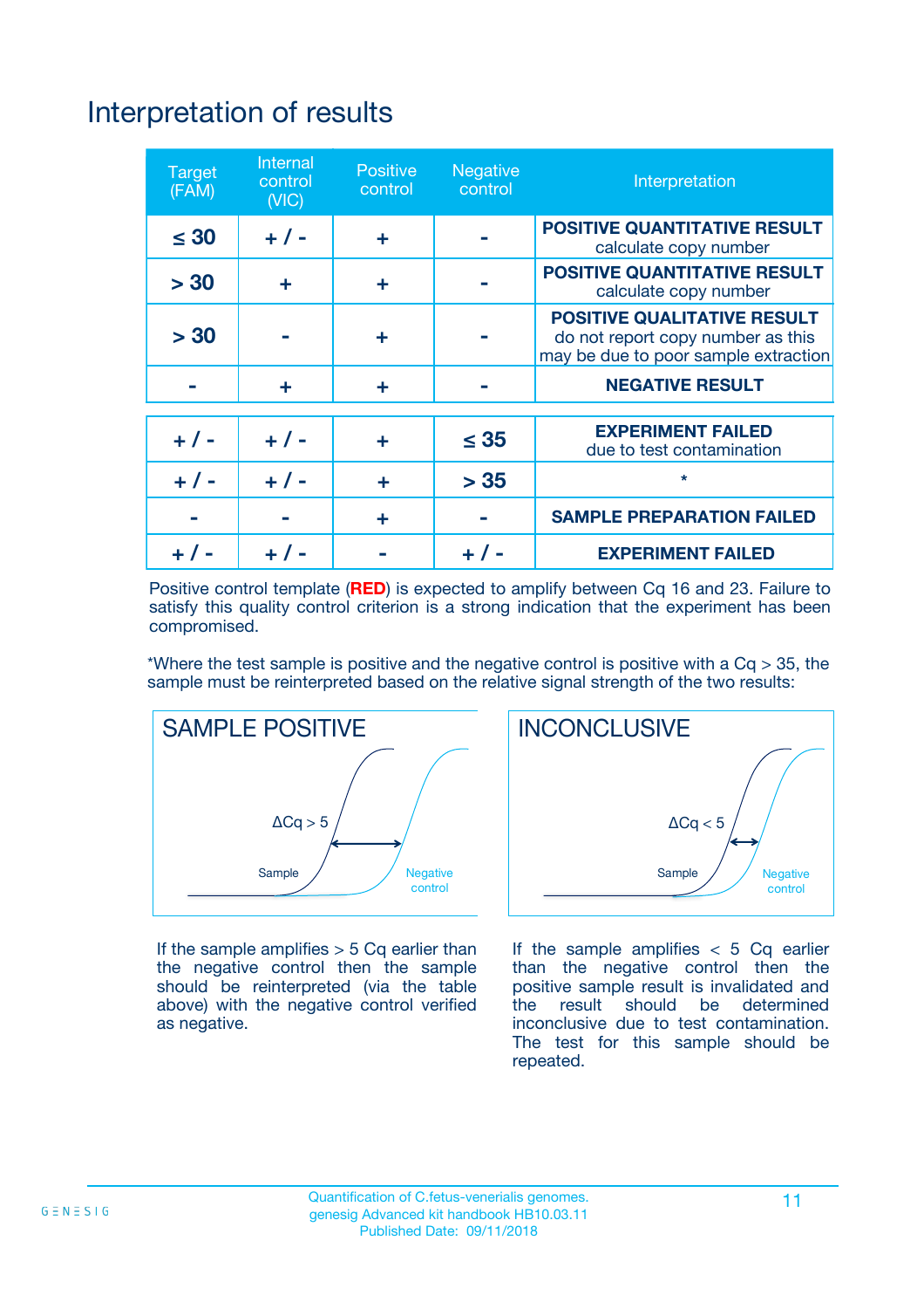# Interpretation of results

| Target (FAM) | Internal control (VIC) | Positive control | Negative control | Interpretation |
|---|---|---|---|---|
| ≤ 30 | + / - | + | - | **POSITIVE QUANTITATIVE RESULT** calculate copy number |
| > 30 | + | + | - | **POSITIVE QUANTITATIVE RESULT** calculate copy number |
| > 30 | - | + | - | **POSITIVE QUALITATIVE RESULT** do not report copy number as this may be due to poor sample extraction |
| - | + | + | - | **NEGATIVE RESULT** |
| + / - | + / - | + | ≤ 35 | **EXPERIMENT FAILED** due to test contamination |
| + / - | + / - | + | > 35 | * |
| - | - | + | - | **SAMPLE PREPARATION FAILED** |
| + / - | + / - | - | + / - | **EXPERIMENT FAILED** |

Positive control template (**RED**) is expected to amplify between Cq 16 and 23. Failure to satisfy this quality control criterion is a strong indication that the experiment has been compromised.

*Where the test sample is positive and the negative control is positive with a Cq > 35, the sample must be reinterpreted based on the relative signal strength of the two results:

## SAMPLE POSITIVE

ΔCq > 5

Sample — Negative control

If the sample amplifies > 5 Cq earlier than the negative control then the sample should be reinterpreted (via the table above) with the negative control verified as negative.

## INCONCLUSIVE

ΔCq < 5

Sample — Negative control

If the sample amplifies < 5 Cq earlier than the negative control then the positive sample result is invalidated and the result should be determined inconclusive due to test contamination. The test for this sample should be repeated.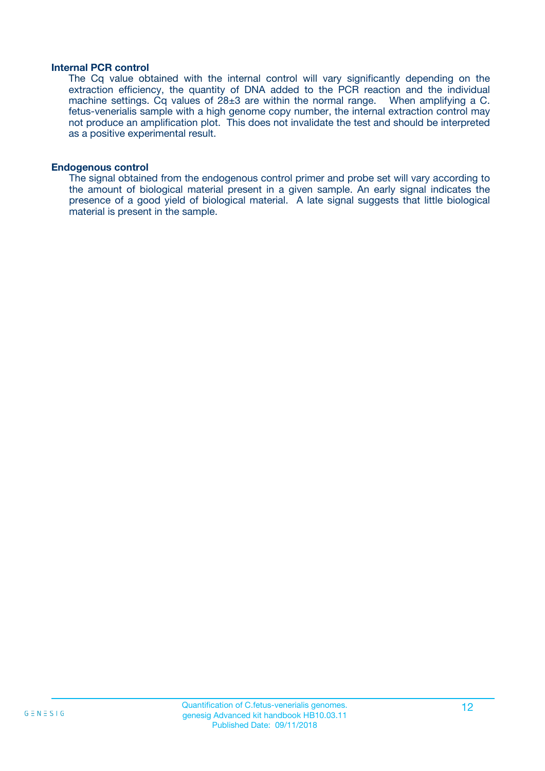### Internal PCR control

The Cq value obtained with the internal control will vary significantly depending on the extraction efficiency, the quantity of DNA added to the PCR reaction and the individual machine settings. Cq values of 28±3 are within the normal range. When amplifying a C. fetus-venerialis sample with a high genome copy number, the internal extraction control may not produce an amplification plot. This does not invalidate the test and should be interpreted as a positive experimental result.

### Endogenous control

The signal obtained from the endogenous control primer and probe set will vary according to the amount of biological material present in a given sample. An early signal indicates the presence of a good yield of biological material. A late signal suggests that little biological material is present in the sample.